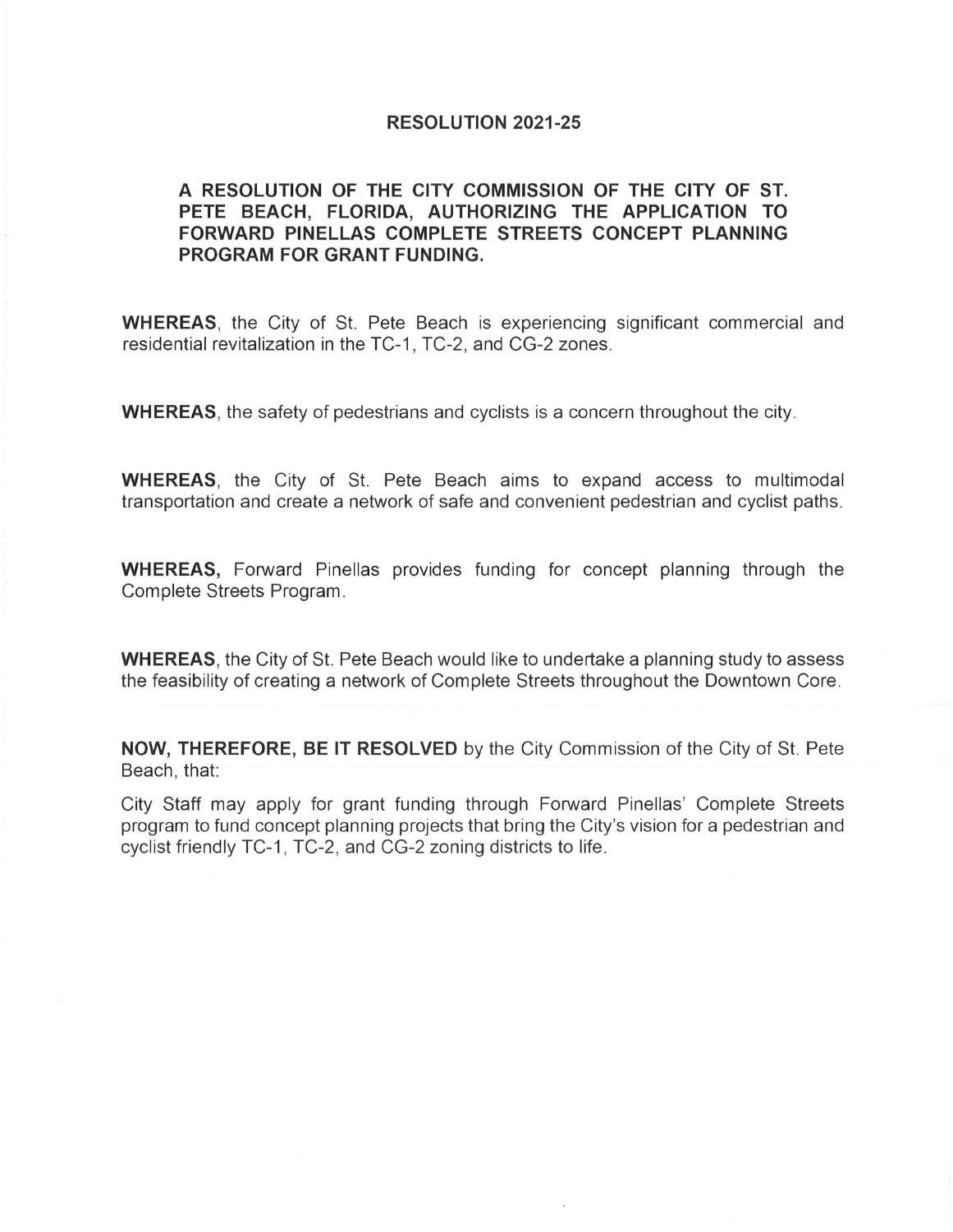# RESOLUTION 2021-25

**A RESOLUTION OF THE CITY COMMISSION OF THE CITY OF ST. PETE BEACH, FLORIDA, AUTHORIZING THE APPLICATION TO FORWARD PINELLAS COMPLETE STREETS CONCEPT PLANNING PROGRAM FOR GRANT FUNDING.**

**WHEREAS**, the City of St. Pete Beach is experiencing significant commercial and residential revitalization in the TC-1, TC-2, and CG-2 zones.

**WHEREAS**, the safety of pedestrians and cyclists is a concern throughout the city.

**WHEREAS**, the City of St. Pete Beach aims to expand access to multimodal transportation and create a network of safe and convenient pedestrian and cyclist paths.

**WHEREAS,** Forward Pinellas provides funding for concept planning through the Complete Streets Program.

**WHEREAS**, the City of St. Pete Beach would like to undertake a planning study to assess the feasibility of creating a network of Complete Streets throughout the Downtown Core.

**NOW, THEREFORE, BE IT RESOLVED** by the City Commission of the City of St. Pete Beach, that:

City Staff may apply for grant funding through Forward Pinellas' Complete Streets program to fund concept planning projects that bring the City's vision for a pedestrian and cyclist friendly TC-1, TC-2, and CG-2 zoning districts to life.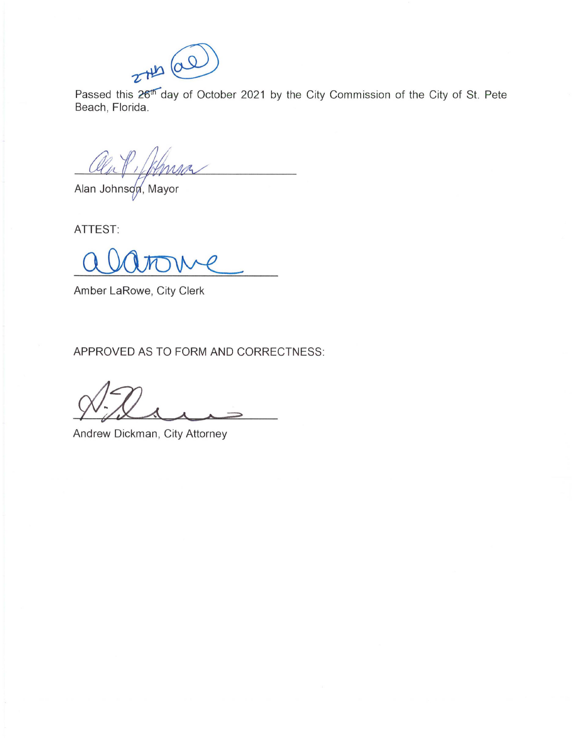Passed this 26th day of October 2021 by the City Commission of the City of St. Pete Beach, Florida.

Alan Johnson, Mayor

ATTEST:

Amber LaRowe, City Clerk

APPROVED AS TO FORM AND CORRECTNESS:

Andrew Dickman, City Attorney